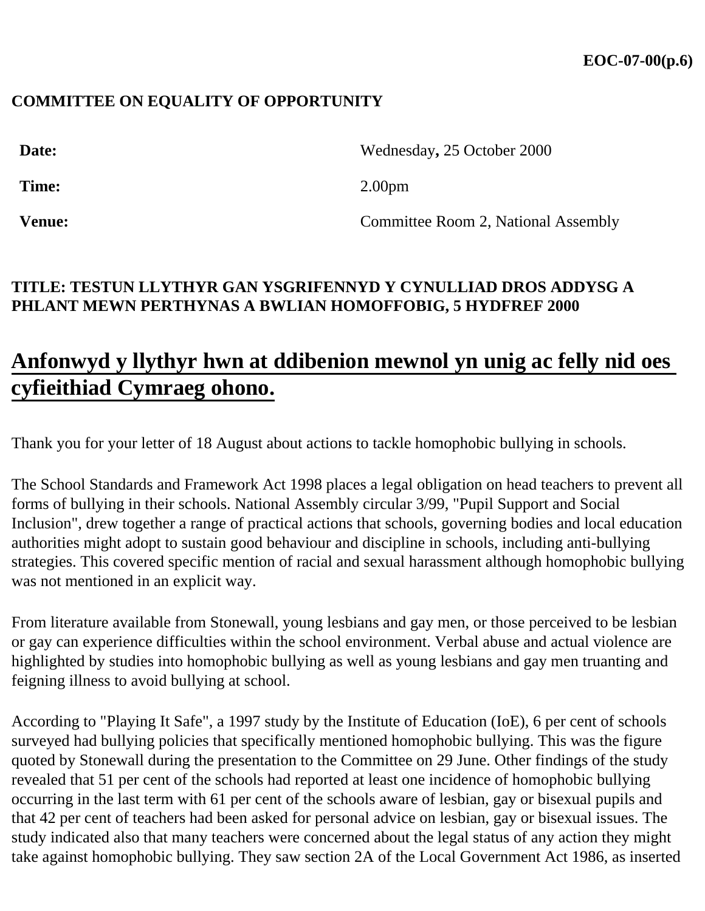**EOC-07-00(p.6)**

**COMMITTEE ON EQUALITY OF OPPORTUNITY**

| | |
|---|---|
| **Date:** | Wednesday**,** 25 October 2000 |
| **Time:** | 2.00pm |
| **Venue:** | Committee Room 2, National Assembly |

**TITLE: TESTUN LLYTHYR GAN YSGRIFENNYD Y CYNULLIAD DROS ADDYSG A PHLANT MEWN PERTHYNAS A BWLIAN HOMOFFOBIG, 5 HYDFREF 2000**

## Anfonwyd y llythyr hwn at ddibenion mewnol yn unig ac felly nid oes cyfieithiad Cymraeg ohono.

Thank you for your letter of 18 August about actions to tackle homophobic bullying in schools.

The School Standards and Framework Act 1998 places a legal obligation on head teachers to prevent all forms of bullying in their schools. National Assembly circular 3/99, "Pupil Support and Social Inclusion", drew together a range of practical actions that schools, governing bodies and local education authorities might adopt to sustain good behaviour and discipline in schools, including anti-bullying strategies. This covered specific mention of racial and sexual harassment although homophobic bullying was not mentioned in an explicit way.

From literature available from Stonewall, young lesbians and gay men, or those perceived to be lesbian or gay can experience difficulties within the school environment. Verbal abuse and actual violence are highlighted by studies into homophobic bullying as well as young lesbians and gay men truanting and feigning illness to avoid bullying at school.

According to "Playing It Safe", a 1997 study by the Institute of Education (IoE), 6 per cent of schools surveyed had bullying policies that specifically mentioned homophobic bullying. This was the figure quoted by Stonewall during the presentation to the Committee on 29 June. Other findings of the study revealed that 51 per cent of the schools had reported at least one incidence of homophobic bullying occurring in the last term with 61 per cent of the schools aware of lesbian, gay or bisexual pupils and that 42 per cent of teachers had been asked for personal advice on lesbian, gay or bisexual issues. The study indicated also that many teachers were concerned about the legal status of any action they might take against homophobic bullying. They saw section 2A of the Local Government Act 1986, as inserted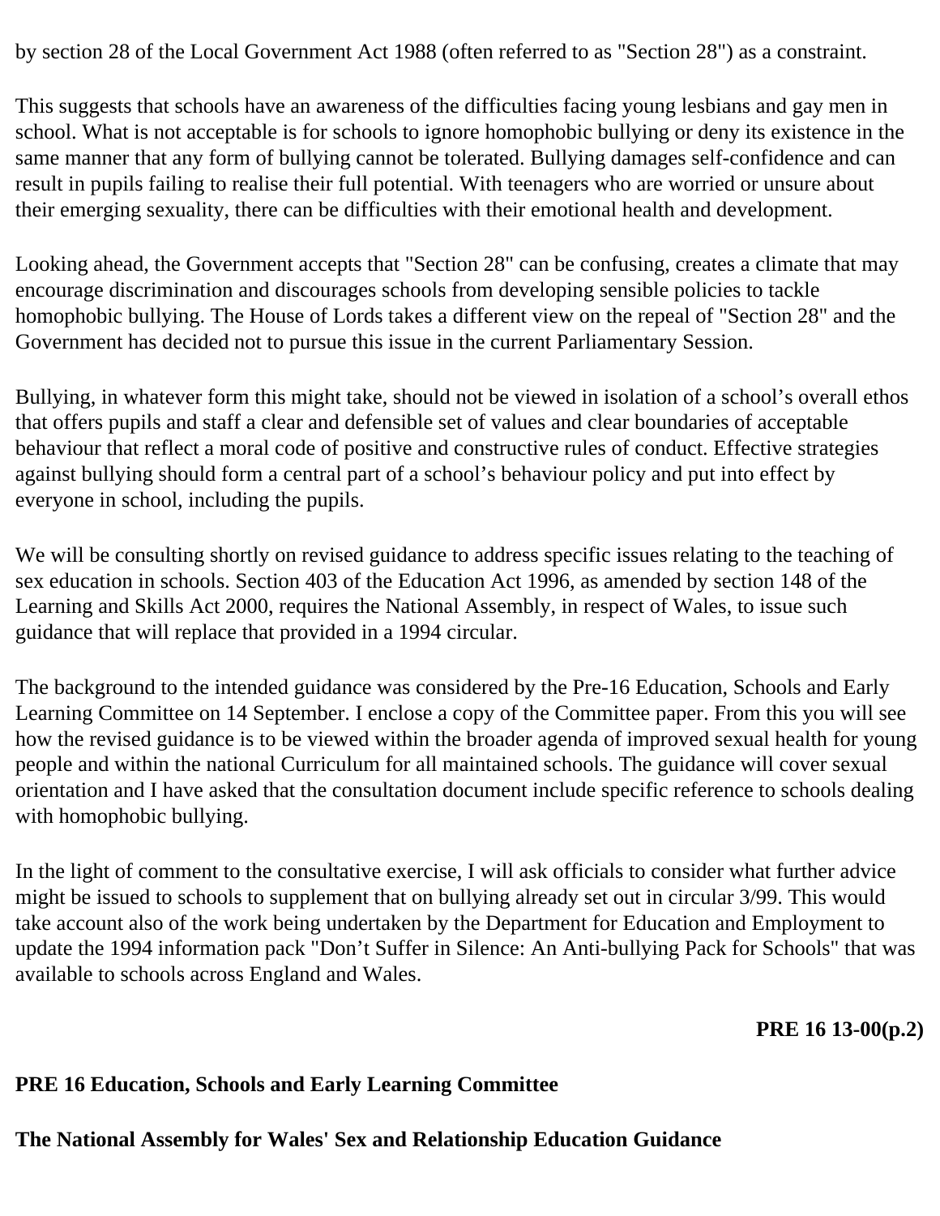by section 28 of the Local Government Act 1988 (often referred to as "Section 28") as a constraint.

This suggests that schools have an awareness of the difficulties facing young lesbians and gay men in school. What is not acceptable is for schools to ignore homophobic bullying or deny its existence in the same manner that any form of bullying cannot be tolerated. Bullying damages self-confidence and can result in pupils failing to realise their full potential. With teenagers who are worried or unsure about their emerging sexuality, there can be difficulties with their emotional health and development.

Looking ahead, the Government accepts that "Section 28" can be confusing, creates a climate that may encourage discrimination and discourages schools from developing sensible policies to tackle homophobic bullying. The House of Lords takes a different view on the repeal of "Section 28" and the Government has decided not to pursue this issue in the current Parliamentary Session.

Bullying, in whatever form this might take, should not be viewed in isolation of a school's overall ethos that offers pupils and staff a clear and defensible set of values and clear boundaries of acceptable behaviour that reflect a moral code of positive and constructive rules of conduct. Effective strategies against bullying should form a central part of a school's behaviour policy and put into effect by everyone in school, including the pupils.

We will be consulting shortly on revised guidance to address specific issues relating to the teaching of sex education in schools. Section 403 of the Education Act 1996, as amended by section 148 of the Learning and Skills Act 2000, requires the National Assembly, in respect of Wales, to issue such guidance that will replace that provided in a 1994 circular.

The background to the intended guidance was considered by the Pre-16 Education, Schools and Early Learning Committee on 14 September. I enclose a copy of the Committee paper. From this you will see how the revised guidance is to be viewed within the broader agenda of improved sexual health for young people and within the national Curriculum for all maintained schools. The guidance will cover sexual orientation and I have asked that the consultation document include specific reference to schools dealing with homophobic bullying.

In the light of comment to the consultative exercise, I will ask officials to consider what further advice might be issued to schools to supplement that on bullying already set out in circular 3/99. This would take account also of the work being undertaken by the Department for Education and Employment to update the 1994 information pack "Don't Suffer in Silence: An Anti-bullying Pack for Schools" that was available to schools across England and Wales.

**PRE 16 13-00(p.2)**

**PRE 16 Education, Schools and Early Learning Committee**

**The National Assembly for Wales' Sex and Relationship Education Guidance**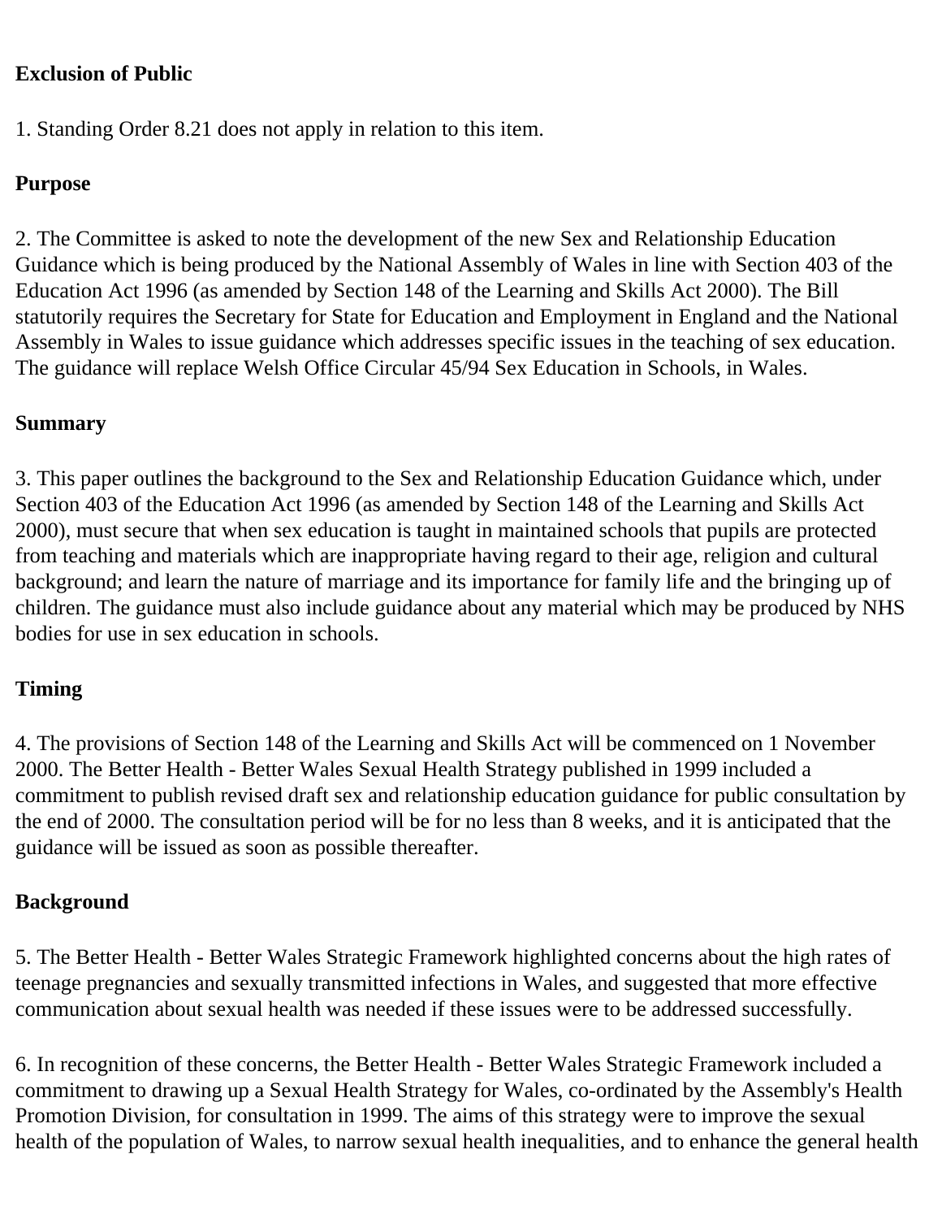**Exclusion of Public**

1. Standing Order 8.21 does not apply in relation to this item.

**Purpose**

2. The Committee is asked to note the development of the new Sex and Relationship Education Guidance which is being produced by the National Assembly of Wales in line with Section 403 of the Education Act 1996 (as amended by Section 148 of the Learning and Skills Act 2000). The Bill statutorily requires the Secretary for State for Education and Employment in England and the National Assembly in Wales to issue guidance which addresses specific issues in the teaching of sex education. The guidance will replace Welsh Office Circular 45/94 Sex Education in Schools, in Wales.

**Summary**

3. This paper outlines the background to the Sex and Relationship Education Guidance which, under Section 403 of the Education Act 1996 (as amended by Section 148 of the Learning and Skills Act 2000), must secure that when sex education is taught in maintained schools that pupils are protected from teaching and materials which are inappropriate having regard to their age, religion and cultural background; and learn the nature of marriage and its importance for family life and the bringing up of children. The guidance must also include guidance about any material which may be produced by NHS bodies for use in sex education in schools.

**Timing**

4. The provisions of Section 148 of the Learning and Skills Act will be commenced on 1 November 2000. The Better Health - Better Wales Sexual Health Strategy published in 1999 included a commitment to publish revised draft sex and relationship education guidance for public consultation by the end of 2000. The consultation period will be for no less than 8 weeks, and it is anticipated that the guidance will be issued as soon as possible thereafter.

**Background**

5. The Better Health - Better Wales Strategic Framework highlighted concerns about the high rates of teenage pregnancies and sexually transmitted infections in Wales, and suggested that more effective communication about sexual health was needed if these issues were to be addressed successfully.

6. In recognition of these concerns, the Better Health - Better Wales Strategic Framework included a commitment to drawing up a Sexual Health Strategy for Wales, co-ordinated by the Assembly's Health Promotion Division, for consultation in 1999. The aims of this strategy were to improve the sexual health of the population of Wales, to narrow sexual health inequalities, and to enhance the general health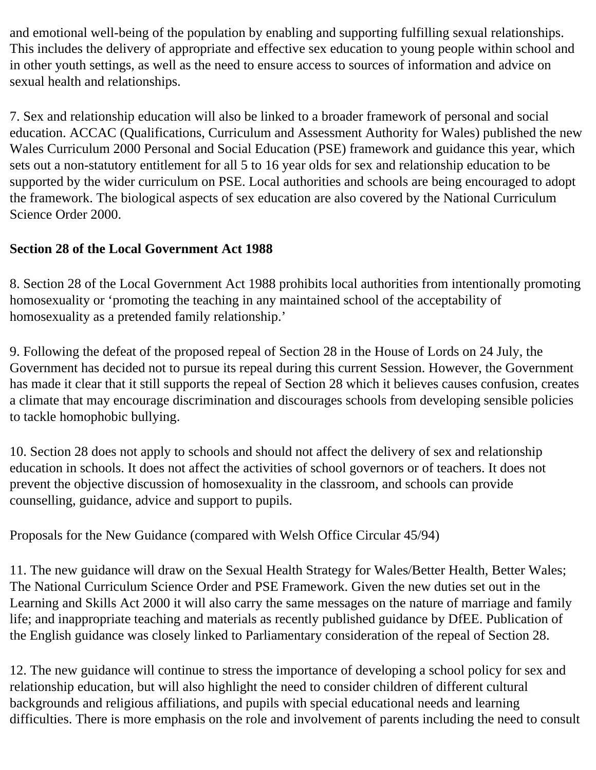and emotional well-being of the population by enabling and supporting fulfilling sexual relationships. This includes the delivery of appropriate and effective sex education to young people within school and in other youth settings, as well as the need to ensure access to sources of information and advice on sexual health and relationships.

7. Sex and relationship education will also be linked to a broader framework of personal and social education. ACCAC (Qualifications, Curriculum and Assessment Authority for Wales) published the new Wales Curriculum 2000 Personal and Social Education (PSE) framework and guidance this year, which sets out a non-statutory entitlement for all 5 to 16 year olds for sex and relationship education to be supported by the wider curriculum on PSE. Local authorities and schools are being encouraged to adopt the framework. The biological aspects of sex education are also covered by the National Curriculum Science Order 2000.

**Section 28 of the Local Government Act 1988**

8. Section 28 of the Local Government Act 1988 prohibits local authorities from intentionally promoting homosexuality or 'promoting the teaching in any maintained school of the acceptability of homosexuality as a pretended family relationship.'

9. Following the defeat of the proposed repeal of Section 28 in the House of Lords on 24 July, the Government has decided not to pursue its repeal during this current Session. However, the Government has made it clear that it still supports the repeal of Section 28 which it believes causes confusion, creates a climate that may encourage discrimination and discourages schools from developing sensible policies to tackle homophobic bullying.

10. Section 28 does not apply to schools and should not affect the delivery of sex and relationship education in schools. It does not affect the activities of school governors or of teachers. It does not prevent the objective discussion of homosexuality in the classroom, and schools can provide counselling, guidance, advice and support to pupils.

Proposals for the New Guidance (compared with Welsh Office Circular 45/94)

11. The new guidance will draw on the Sexual Health Strategy for Wales/Better Health, Better Wales; The National Curriculum Science Order and PSE Framework. Given the new duties set out in the Learning and Skills Act 2000 it will also carry the same messages on the nature of marriage and family life; and inappropriate teaching and materials as recently published guidance by DfEE. Publication of the English guidance was closely linked to Parliamentary consideration of the repeal of Section 28.

12. The new guidance will continue to stress the importance of developing a school policy for sex and relationship education, but will also highlight the need to consider children of different cultural backgrounds and religious affiliations, and pupils with special educational needs and learning difficulties. There is more emphasis on the role and involvement of parents including the need to consult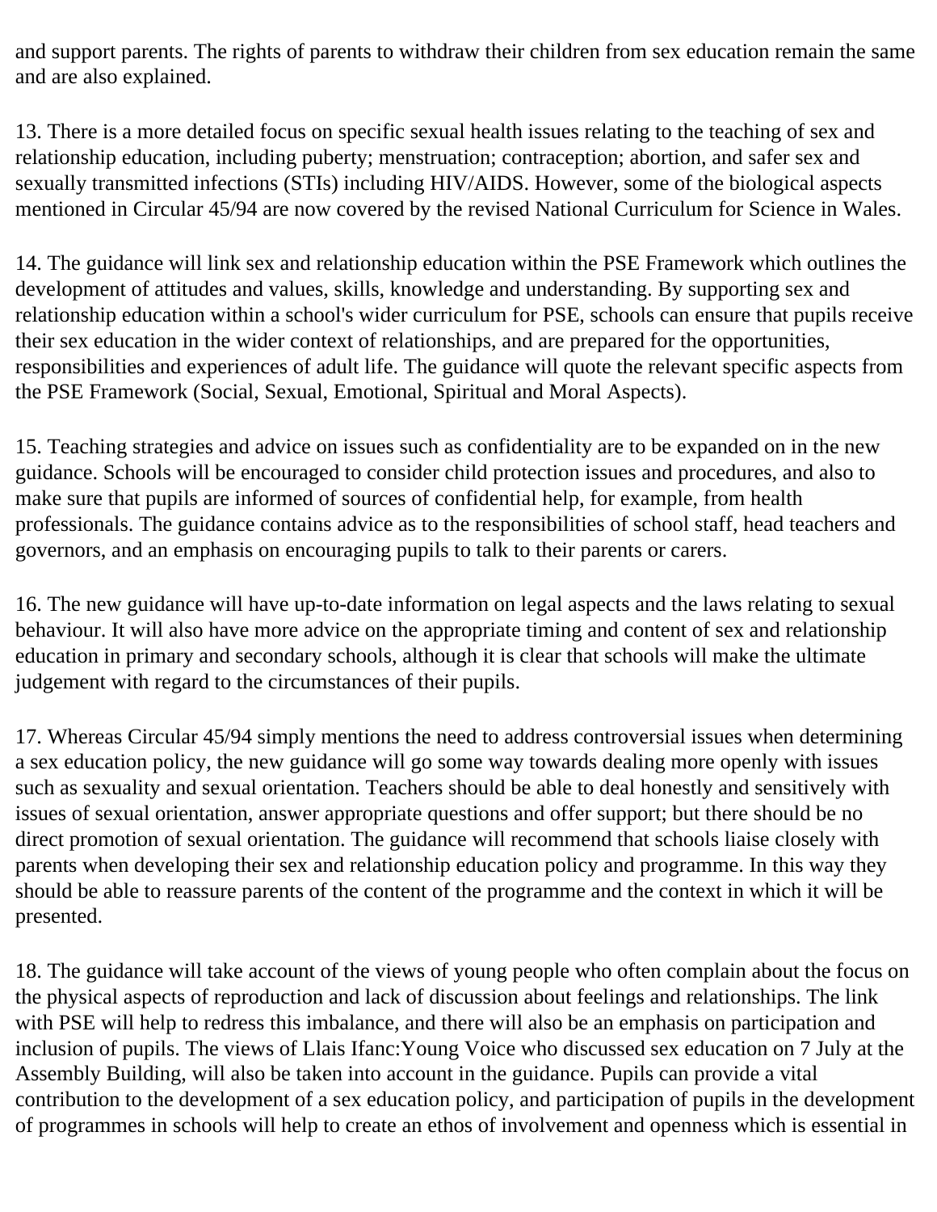and support parents. The rights of parents to withdraw their children from sex education remain the same and are also explained.

13. There is a more detailed focus on specific sexual health issues relating to the teaching of sex and relationship education, including puberty; menstruation; contraception; abortion, and safer sex and sexually transmitted infections (STIs) including HIV/AIDS. However, some of the biological aspects mentioned in Circular 45/94 are now covered by the revised National Curriculum for Science in Wales.

14. The guidance will link sex and relationship education within the PSE Framework which outlines the development of attitudes and values, skills, knowledge and understanding. By supporting sex and relationship education within a school's wider curriculum for PSE, schools can ensure that pupils receive their sex education in the wider context of relationships, and are prepared for the opportunities, responsibilities and experiences of adult life. The guidance will quote the relevant specific aspects from the PSE Framework (Social, Sexual, Emotional, Spiritual and Moral Aspects).

15. Teaching strategies and advice on issues such as confidentiality are to be expanded on in the new guidance. Schools will be encouraged to consider child protection issues and procedures, and also to make sure that pupils are informed of sources of confidential help, for example, from health professionals. The guidance contains advice as to the responsibilities of school staff, head teachers and governors, and an emphasis on encouraging pupils to talk to their parents or carers.

16. The new guidance will have up-to-date information on legal aspects and the laws relating to sexual behaviour. It will also have more advice on the appropriate timing and content of sex and relationship education in primary and secondary schools, although it is clear that schools will make the ultimate judgement with regard to the circumstances of their pupils.

17. Whereas Circular 45/94 simply mentions the need to address controversial issues when determining a sex education policy, the new guidance will go some way towards dealing more openly with issues such as sexuality and sexual orientation. Teachers should be able to deal honestly and sensitively with issues of sexual orientation, answer appropriate questions and offer support; but there should be no direct promotion of sexual orientation. The guidance will recommend that schools liaise closely with parents when developing their sex and relationship education policy and programme. In this way they should be able to reassure parents of the content of the programme and the context in which it will be presented.

18. The guidance will take account of the views of young people who often complain about the focus on the physical aspects of reproduction and lack of discussion about feelings and relationships. The link with PSE will help to redress this imbalance, and there will also be an emphasis on participation and inclusion of pupils. The views of Llais Ifanc:Young Voice who discussed sex education on 7 July at the Assembly Building, will also be taken into account in the guidance. Pupils can provide a vital contribution to the development of a sex education policy, and participation of pupils in the development of programmes in schools will help to create an ethos of involvement and openness which is essential in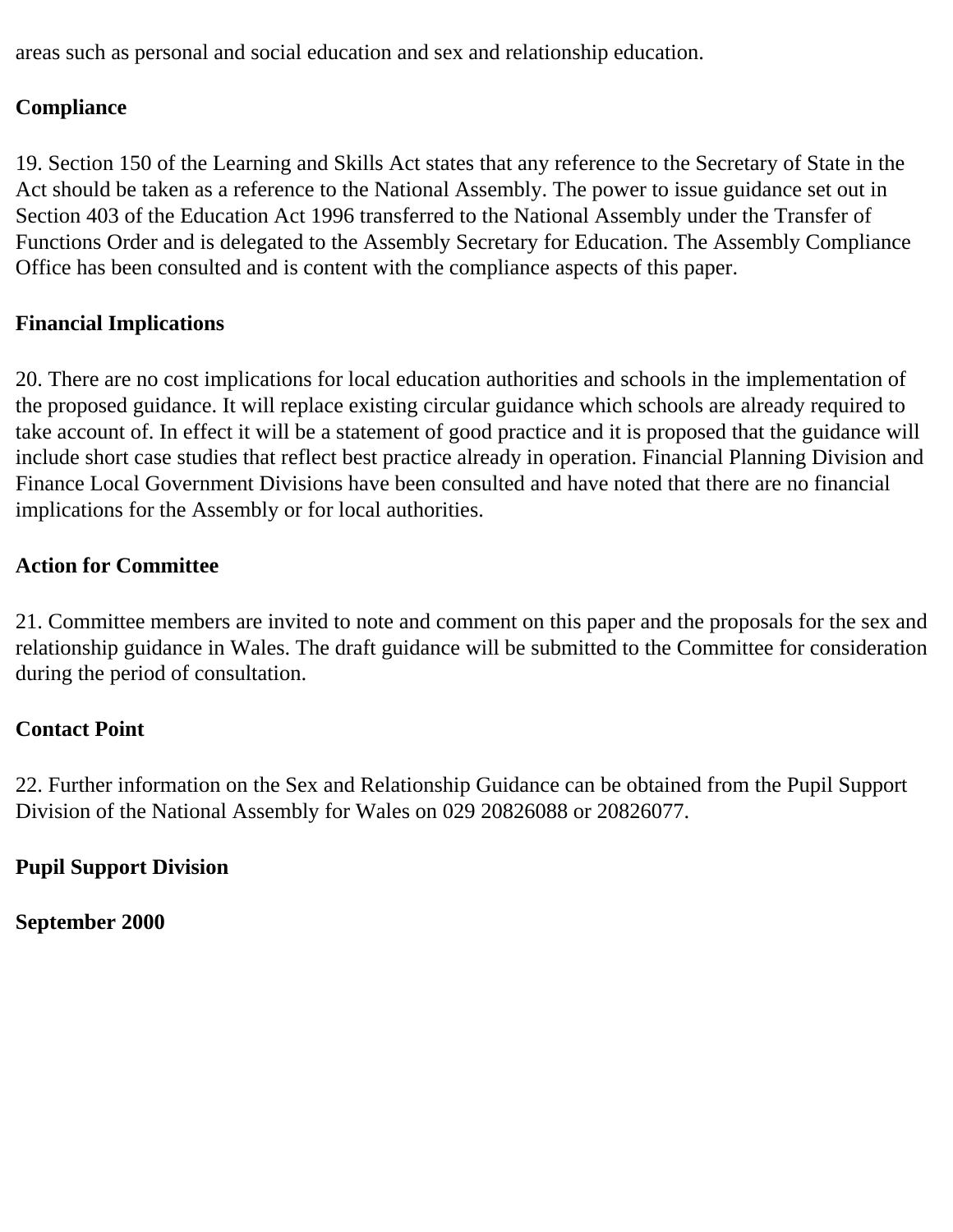areas such as personal and social education and sex and relationship education.

**Compliance**

19. Section 150 of the Learning and Skills Act states that any reference to the Secretary of State in the Act should be taken as a reference to the National Assembly. The power to issue guidance set out in Section 403 of the Education Act 1996 transferred to the National Assembly under the Transfer of Functions Order and is delegated to the Assembly Secretary for Education. The Assembly Compliance Office has been consulted and is content with the compliance aspects of this paper.

**Financial Implications**

20. There are no cost implications for local education authorities and schools in the implementation of the proposed guidance. It will replace existing circular guidance which schools are already required to take account of. In effect it will be a statement of good practice and it is proposed that the guidance will include short case studies that reflect best practice already in operation. Financial Planning Division and Finance Local Government Divisions have been consulted and have noted that there are no financial implications for the Assembly or for local authorities.

**Action for Committee**

21. Committee members are invited to note and comment on this paper and the proposals for the sex and relationship guidance in Wales. The draft guidance will be submitted to the Committee for consideration during the period of consultation.

**Contact Point**

22. Further information on the Sex and Relationship Guidance can be obtained from the Pupil Support Division of the National Assembly for Wales on 029 20826088 or 20826077.

**Pupil Support Division**

**September 2000**